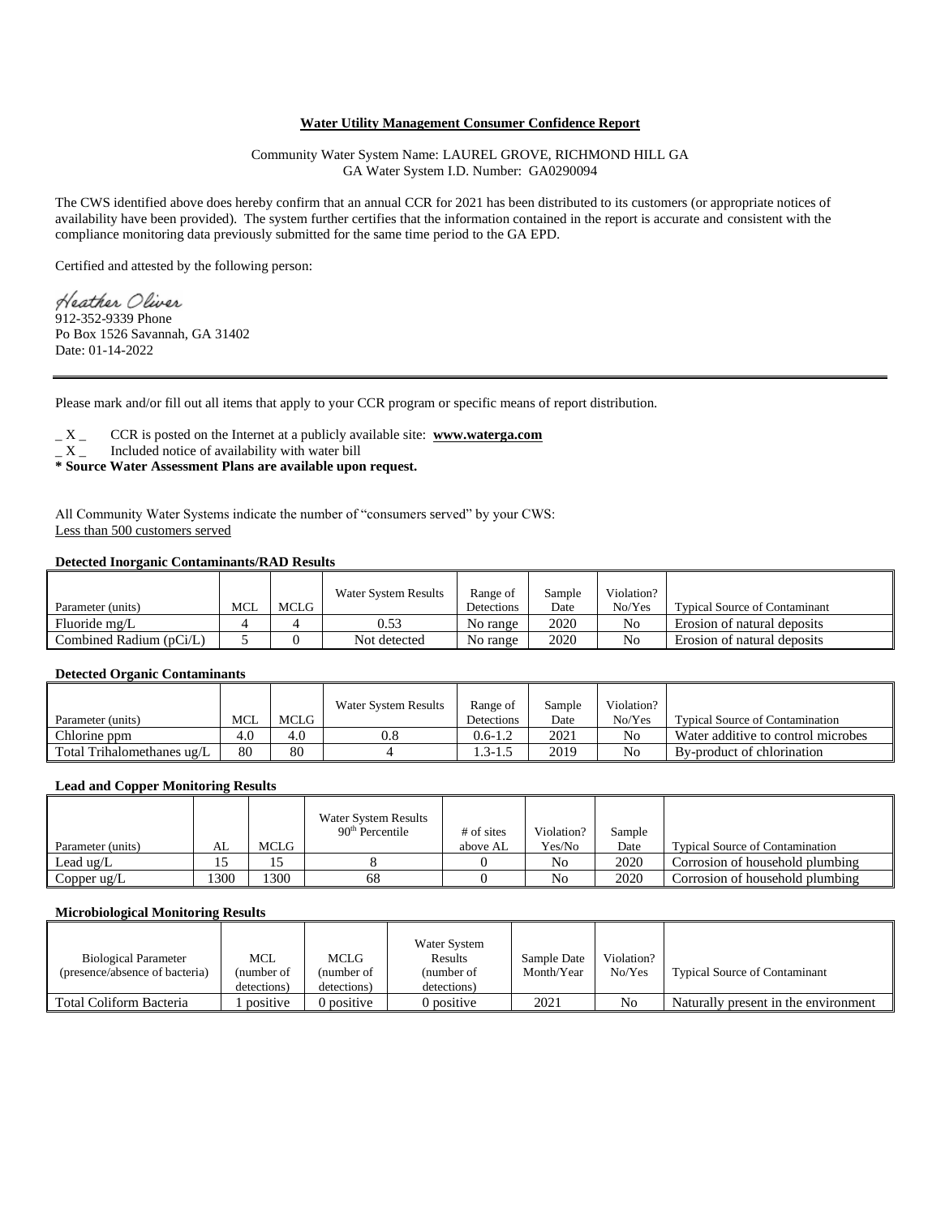**Water Utility Management Consumer Confidence Report**

Community Water System Name: LAUREL GROVE, RICHMOND HILL GA
GA Water System I.D. Number: GA0290094

The CWS identified above does hereby confirm that an annual CCR for 2021 has been distributed to its customers (or appropriate notices of availability have been provided). The system further certifies that the information contained in the report is accurate and consistent with the compliance monitoring data previously submitted for the same time period to the GA EPD.

Certified and attested by the following person:

Heather Oliver
912-352-9339 Phone
Po Box 1526 Savannah, GA 31402
Date: 01-14-2022

---

Please mark and/or fill out all items that apply to your CCR program or specific means of report distribution.

_ X _ CCR is posted on the Internet at a publicly available site: **www.waterga.com**
_ X _ Included notice of availability with water bill
**\* Source Water Assessment Plans are available upon request.**

All Community Water Systems indicate the number of "consumers served" by your CWS:
Less than 500 customers served

**Detected Inorganic Contaminants/RAD Results**

| Parameter (units) | MCL | MCLG | Water System Results | Range of Detections | Sample Date | Violation? No/Yes | Typical Source of Contaminant |
|---|---|---|---|---|---|---|---|
| Fluoride mg/L | 4 | 4 | 0.53 | No range | 2020 | No | Erosion of natural deposits |
| Combined Radium (pCi/L) | 5 | 0 | Not detected | No range | 2020 | No | Erosion of natural deposits |

**Detected Organic Contaminants**

| Parameter (units) | MCL | MCLG | Water System Results | Range of Detections | Sample Date | Violation? No/Yes | Typical Source of Contamination |
|---|---|---|---|---|---|---|---|
| Chlorine ppm | 4.0 | 4.0 | 0.8 | 0.6-1.2 | 2021 | No | Water additive to control microbes |
| Total Trihalomethanes ug/L | 80 | 80 | 4 | 1.3-1.5 | 2019 | No | By-product of chlorination |

**Lead and Copper Monitoring Results**

| Parameter (units) | AL | MCLG | Water System Results 90th Percentile | # of sites above AL | Violation? Yes/No | Sample Date | Typical Source of Contamination |
|---|---|---|---|---|---|---|---|
| Lead ug/L | 15 | 15 | 8 | 0 | No | 2020 | Corrosion of household plumbing |
| Copper ug/L | 1300 | 1300 | 68 | 0 | No | 2020 | Corrosion of household plumbing |

**Microbiological Monitoring Results**

| Biological Parameter (presence/absence of bacteria) | MCL (number of detections) | MCLG (number of detections) | Water System Results (number of detections) | Sample Date Month/Year | Violation? No/Yes | Typical Source of Contaminant |
|---|---|---|---|---|---|---|
| Total Coliform Bacteria | 1 positive | 0 positive | 0 positive | 2021 | No | Naturally present in the environment |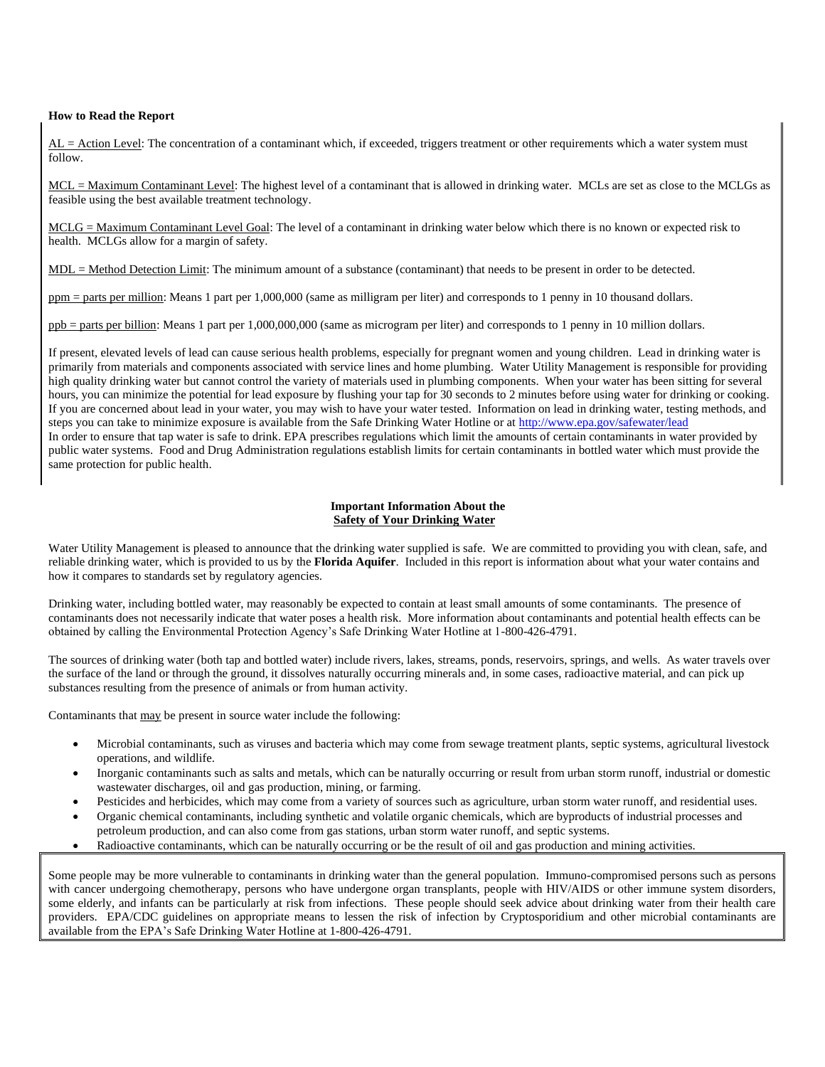**How to Read the Report**

AL = Action Level: The concentration of a contaminant which, if exceeded, triggers treatment or other requirements which a water system must follow.

MCL = Maximum Contaminant Level: The highest level of a contaminant that is allowed in drinking water. MCLs are set as close to the MCLGs as feasible using the best available treatment technology.

MCLG = Maximum Contaminant Level Goal: The level of a contaminant in drinking water below which there is no known or expected risk to health. MCLGs allow for a margin of safety.

MDL = Method Detection Limit: The minimum amount of a substance (contaminant) that needs to be present in order to be detected.

ppm = parts per million: Means 1 part per 1,000,000 (same as milligram per liter) and corresponds to 1 penny in 10 thousand dollars.

ppb = parts per billion: Means 1 part per 1,000,000,000 (same as microgram per liter) and corresponds to 1 penny in 10 million dollars.

If present, elevated levels of lead can cause serious health problems, especially for pregnant women and young children. Lead in drinking water is primarily from materials and components associated with service lines and home plumbing. Water Utility Management is responsible for providing high quality drinking water but cannot control the variety of materials used in plumbing components. When your water has been sitting for several hours, you can minimize the potential for lead exposure by flushing your tap for 30 seconds to 2 minutes before using water for drinking or cooking. If you are concerned about lead in your water, you may wish to have your water tested. Information on lead in drinking water, testing methods, and steps you can take to minimize exposure is available from the Safe Drinking Water Hotline or at http://www.epa.gov/safewater/lead
In order to ensure that tap water is safe to drink. EPA prescribes regulations which limit the amounts of certain contaminants in water provided by public water systems. Food and Drug Administration regulations establish limits for certain contaminants in bottled water which must provide the same protection for public health.

**Important Information About the Safety of Your Drinking Water**

Water Utility Management is pleased to announce that the drinking water supplied is safe. We are committed to providing you with clean, safe, and reliable drinking water, which is provided to us by the **Florida Aquifer**. Included in this report is information about what your water contains and how it compares to standards set by regulatory agencies.

Drinking water, including bottled water, may reasonably be expected to contain at least small amounts of some contaminants. The presence of contaminants does not necessarily indicate that water poses a health risk. More information about contaminants and potential health effects can be obtained by calling the Environmental Protection Agency's Safe Drinking Water Hotline at 1-800-426-4791.

The sources of drinking water (both tap and bottled water) include rivers, lakes, streams, ponds, reservoirs, springs, and wells. As water travels over the surface of the land or through the ground, it dissolves naturally occurring minerals and, in some cases, radioactive material, and can pick up substances resulting from the presence of animals or from human activity.

Contaminants that may be present in source water include the following:

- Microbial contaminants, such as viruses and bacteria which may come from sewage treatment plants, septic systems, agricultural livestock operations, and wildlife.
- Inorganic contaminants such as salts and metals, which can be naturally occurring or result from urban storm runoff, industrial or domestic wastewater discharges, oil and gas production, mining, or farming.
- Pesticides and herbicides, which may come from a variety of sources such as agriculture, urban storm water runoff, and residential uses.
- Organic chemical contaminants, including synthetic and volatile organic chemicals, which are byproducts of industrial processes and petroleum production, and can also come from gas stations, urban storm water runoff, and septic systems.
- Radioactive contaminants, which can be naturally occurring or be the result of oil and gas production and mining activities.

Some people may be more vulnerable to contaminants in drinking water than the general population. Immuno-compromised persons such as persons with cancer undergoing chemotherapy, persons who have undergone organ transplants, people with HIV/AIDS or other immune system disorders, some elderly, and infants can be particularly at risk from infections. These people should seek advice about drinking water from their health care providers. EPA/CDC guidelines on appropriate means to lessen the risk of infection by Cryptosporidium and other microbial contaminants are available from the EPA's Safe Drinking Water Hotline at 1-800-426-4791.